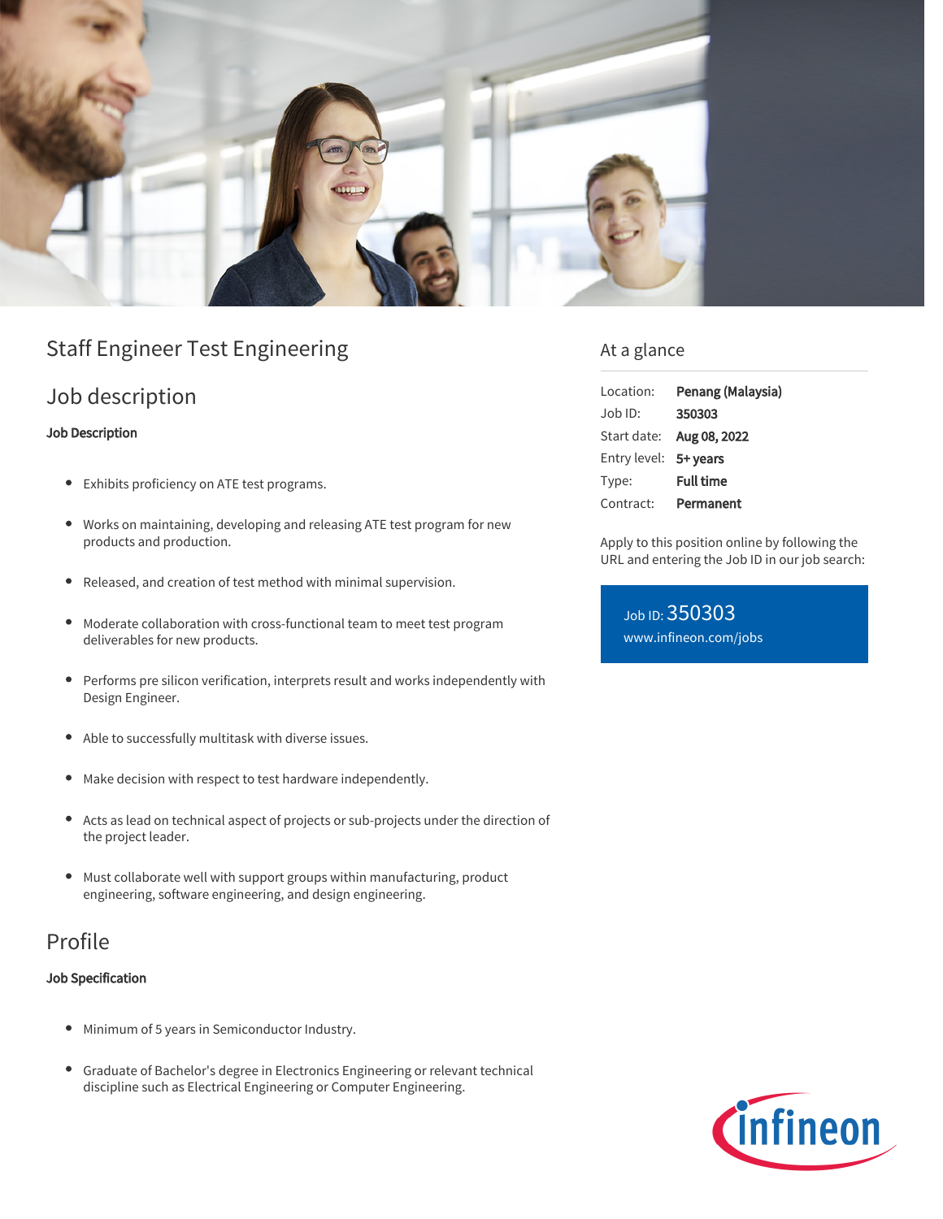# Staff Engineer Test Engineering

## Job description

**Job Description**

- Exhibits proficiency on ATE test programs.
- Works on maintaining, developing and releasing ATE test program for new products and production.
- Released, and creation of test method with minimal supervision.
- Moderate collaboration with cross-functional team to meet test program deliverables for new products.
- Performs pre silicon verification, interprets result and works independently with Design Engineer.
- Able to successfully multitask with diverse issues.
- Make decision with respect to test hardware independently.
- Acts as lead on technical aspect of projects or sub-projects under the direction of the project leader.
- Must collaborate well with support groups within manufacturing, product engineering, software engineering, and design engineering.

## Profile

**Job Specification**

- Minimum of 5 years in Semiconductor Industry.
- Graduate of Bachelor's degree in Electronics Engineering or relevant technical discipline such as Electrical Engineering or Computer Engineering.

## At a glance

| | |
|---|---|
| Location: | **Penang (Malaysia)** |
| Job ID: | **350303** |
| Start date: | **Aug 08, 2022** |
| Entry level: | **5+ years** |
| Type: | **Full time** |
| Contract: | **Permanent** |

Apply to this position online by following the URL and entering the Job ID in our job search:

Job ID: 350303
www.infineon.com/jobs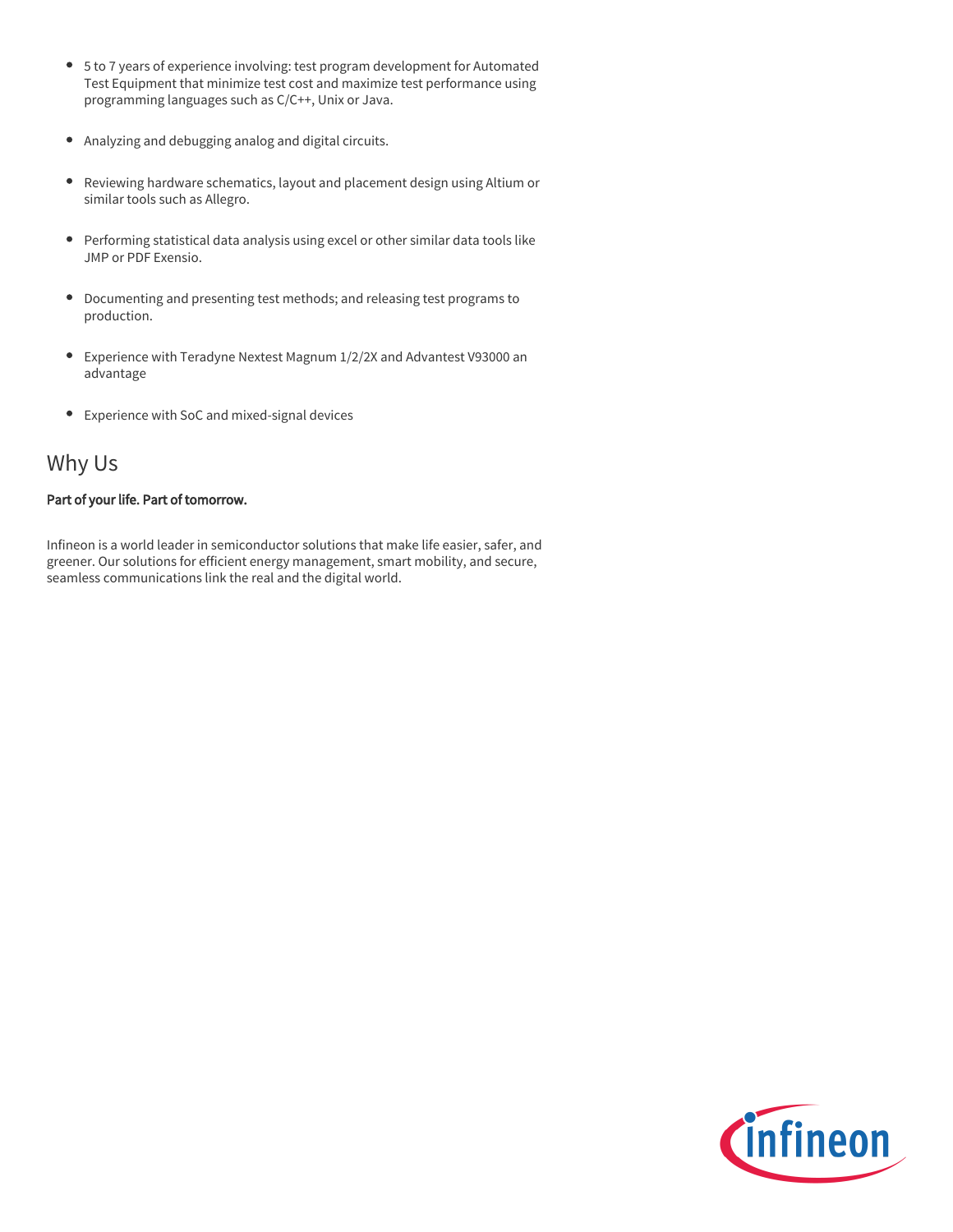- 5 to 7 years of experience involving: test program development for Automated Test Equipment that minimize test cost and maximize test performance using programming languages such as C/C++, Unix or Java.
- Analyzing and debugging analog and digital circuits.
- Reviewing hardware schematics, layout and placement design using Altium or similar tools such as Allegro.
- Performing statistical data analysis using excel or other similar data tools like JMP or PDF Exensio.
- Documenting and presenting test methods; and releasing test programs to production.
- Experience with Teradyne Nextest Magnum 1/2/2X and Advantest V93000 an advantage
- Experience with SoC and mixed-signal devices

## Why Us

**Part of your life. Part of tomorrow.**

Infineon is a world leader in semiconductor solutions that make life easier, safer, and greener. Our solutions for efficient energy management, smart mobility, and secure, seamless communications link the real and the digital world.